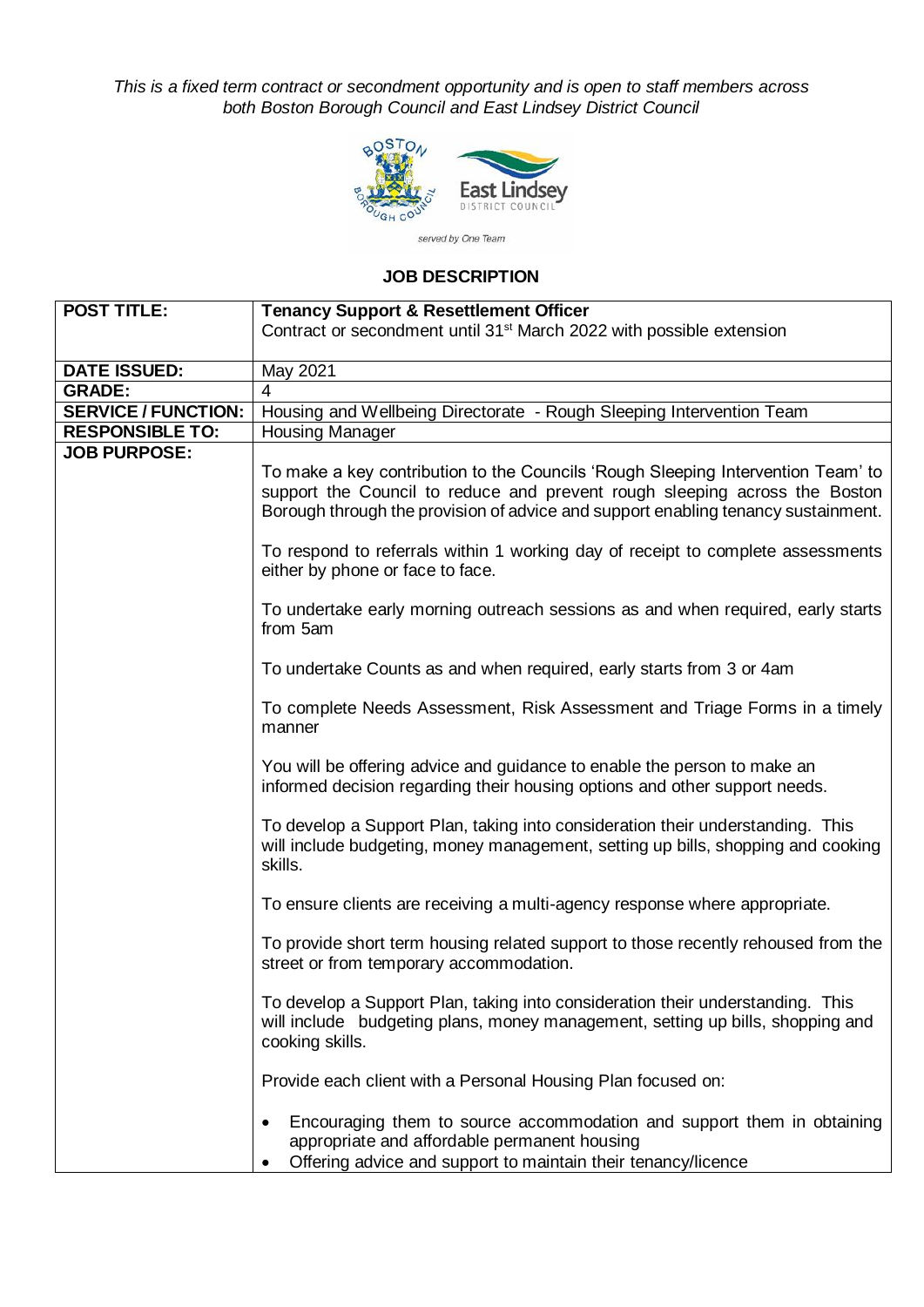*This is a fixed term contract or secondment opportunity and is open to staff members across both Boston Borough Council and East Lindsey District Council*

served by One Team

## JOB DESCRIPTION

| POST TITLE: | **Tenancy Support & Resettlement Officer**<br>Contract or secondment until 31st March 2022 with possible extension |
|---|---|
| **DATE ISSUED:** | May 2021 |
| **GRADE:** | 4 |
| **SERVICE / FUNCTION:** | Housing and Wellbeing Directorate - Rough Sleeping Intervention Team |
| **RESPONSIBLE TO:** | Housing Manager |
| **JOB PURPOSE:** | To make a key contribution to the Councils 'Rough Sleeping Intervention Team' to support the Council to reduce and prevent rough sleeping across the Boston Borough through the provision of advice and support enabling tenancy sustainment.<br><br>To respond to referrals within 1 working day of receipt to complete assessments either by phone or face to face.<br><br>To undertake early morning outreach sessions as and when required, early starts from 5am<br><br>To undertake Counts as and when required, early starts from 3 or 4am<br><br>To complete Needs Assessment, Risk Assessment and Triage Forms in a timely manner<br><br>You will be offering advice and guidance to enable the person to make an informed decision regarding their housing options and other support needs.<br><br>To develop a Support Plan, taking into consideration their understanding. This will include budgeting, money management, setting up bills, shopping and cooking skills.<br><br>To ensure clients are receiving a multi-agency response where appropriate.<br><br>To provide short term housing related support to those recently rehoused from the street or from temporary accommodation.<br><br>To develop a Support Plan, taking into consideration their understanding. This will include budgeting plans, money management, setting up bills, shopping and cooking skills.<br><br>Provide each client with a Personal Housing Plan focused on:<br><br>• Encouraging them to source accommodation and support them in obtaining appropriate and affordable permanent housing<br>• Offering advice and support to maintain their tenancy/licence |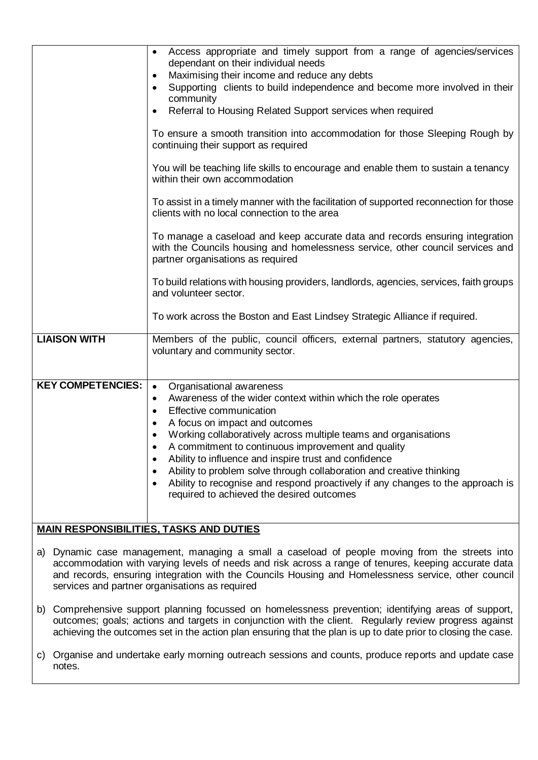| | |
|---|---|
| | <ul><li>Access appropriate and timely support from a range of agencies/services dependant on their individual needs</li><li>Maximising their income and reduce any debts</li><li>Supporting clients to build independence and become more involved in their community</li><li>Referral to Housing Related Support services when required</li></ul>To ensure a smooth transition into accommodation for those Sleeping Rough by continuing their support as required<br><br>You will be teaching life skills to encourage and enable them to sustain a tenancy within their own accommodation<br><br>To assist in a timely manner with the facilitation of supported reconnection for those clients with no local connection to the area<br><br>To manage a caseload and keep accurate data and records ensuring integration with the Councils housing and homelessness service, other council services and partner organisations as required<br><br>To build relations with housing providers, landlords, agencies, services, faith groups and volunteer sector.<br><br>To work across the Boston and East Lindsey Strategic Alliance if required. |
| **LIAISON WITH** | Members of the public, council officers, external partners, statutory agencies, voluntary and community sector. |
| **KEY COMPETENCIES:** | <ul><li>Organisational awareness</li><li>Awareness of the wider context within which the role operates</li><li>Effective communication</li><li>A focus on impact and outcomes</li><li>Working collaboratively across multiple teams and organisations</li><li>A commitment to continuous improvement and quality</li><li>Ability to influence and inspire trust and confidence</li><li>Ability to problem solve through collaboration and creative thinking</li><li>Ability to recognise and respond proactively if any changes to the approach is required to achieved the desired outcomes</li></ul> |

**MAIN RESPONSIBILITIES, TASKS AND DUTIES**

a) Dynamic case management, managing a small a caseload of people moving from the streets into accommodation with varying levels of needs and risk across a range of tenures, keeping accurate data and records, ensuring integration with the Councils Housing and Homelessness service, other council services and partner organisations as required

b) Comprehensive support planning focussed on homelessness prevention; identifying areas of support, outcomes; goals; actions and targets in conjunction with the client. Regularly review progress against achieving the outcomes set in the action plan ensuring that the plan is up to date prior to closing the case.

c) Organise and undertake early morning outreach sessions and counts, produce reports and update case notes.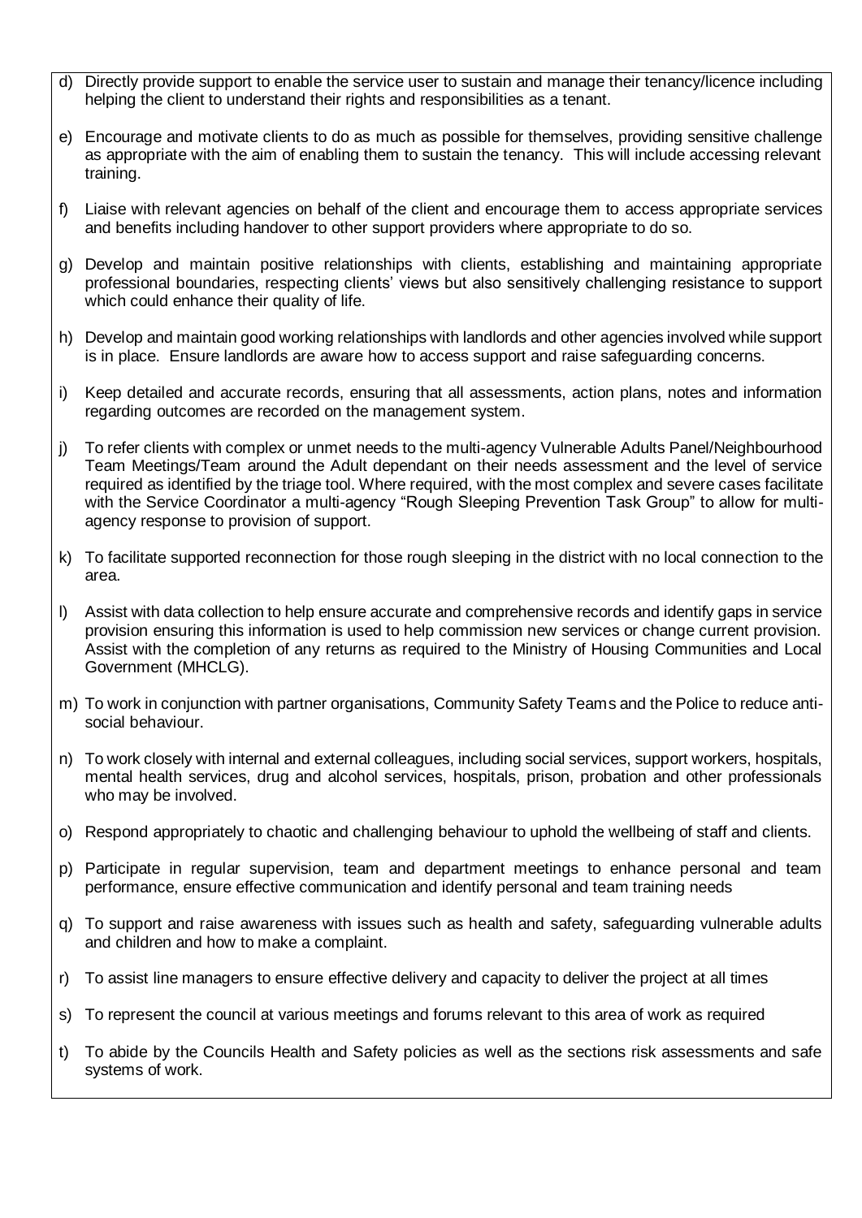d) Directly provide support to enable the service user to sustain and manage their tenancy/licence including helping the client to understand their rights and responsibilities as a tenant.

e) Encourage and motivate clients to do as much as possible for themselves, providing sensitive challenge as appropriate with the aim of enabling them to sustain the tenancy. This will include accessing relevant training.

f) Liaise with relevant agencies on behalf of the client and encourage them to access appropriate services and benefits including handover to other support providers where appropriate to do so.

g) Develop and maintain positive relationships with clients, establishing and maintaining appropriate professional boundaries, respecting clients' views but also sensitively challenging resistance to support which could enhance their quality of life.

h) Develop and maintain good working relationships with landlords and other agencies involved while support is in place. Ensure landlords are aware how to access support and raise safeguarding concerns.

i) Keep detailed and accurate records, ensuring that all assessments, action plans, notes and information regarding outcomes are recorded on the management system.

j) To refer clients with complex or unmet needs to the multi-agency Vulnerable Adults Panel/Neighbourhood Team Meetings/Team around the Adult dependant on their needs assessment and the level of service required as identified by the triage tool. Where required, with the most complex and severe cases facilitate with the Service Coordinator a multi-agency "Rough Sleeping Prevention Task Group" to allow for multi-agency response to provision of support.

k) To facilitate supported reconnection for those rough sleeping in the district with no local connection to the area.

l) Assist with data collection to help ensure accurate and comprehensive records and identify gaps in service provision ensuring this information is used to help commission new services or change current provision. Assist with the completion of any returns as required to the Ministry of Housing Communities and Local Government (MHCLG).

m) To work in conjunction with partner organisations, Community Safety Teams and the Police to reduce anti-social behaviour.

n) To work closely with internal and external colleagues, including social services, support workers, hospitals, mental health services, drug and alcohol services, hospitals, prison, probation and other professionals who may be involved.

o) Respond appropriately to chaotic and challenging behaviour to uphold the wellbeing of staff and clients.

p) Participate in regular supervision, team and department meetings to enhance personal and team performance, ensure effective communication and identify personal and team training needs

q) To support and raise awareness with issues such as health and safety, safeguarding vulnerable adults and children and how to make a complaint.

r) To assist line managers to ensure effective delivery and capacity to deliver the project at all times

s) To represent the council at various meetings and forums relevant to this area of work as required

t) To abide by the Councils Health and Safety policies as well as the sections risk assessments and safe systems of work.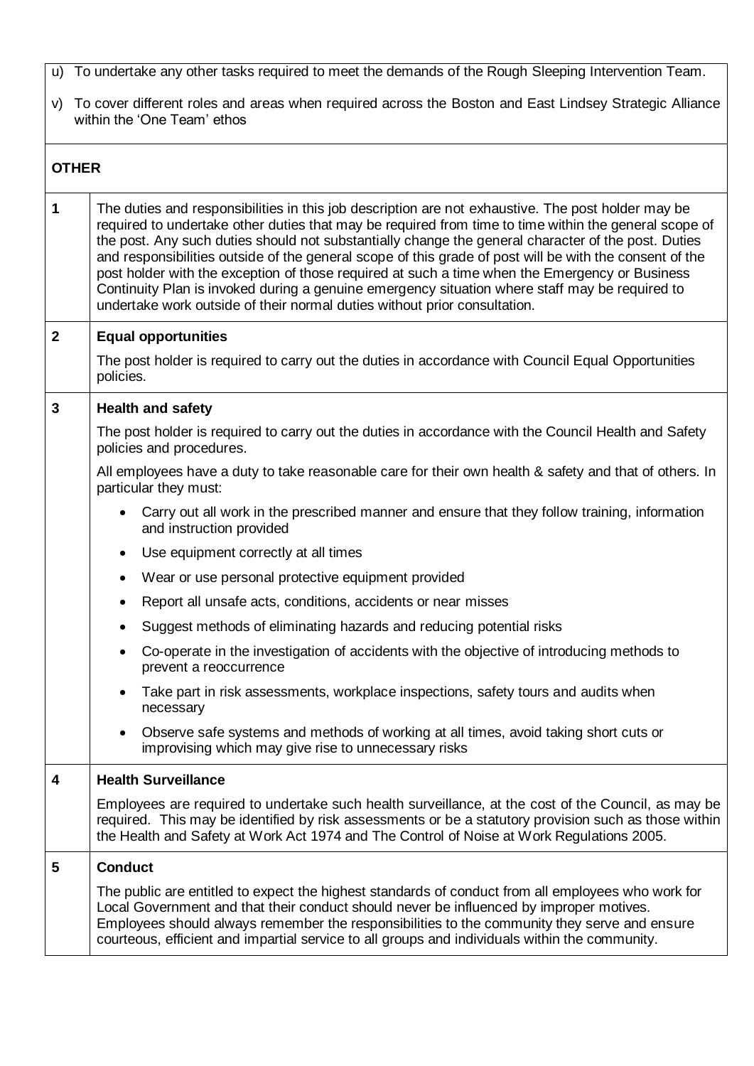u) To undertake any other tasks required to meet the demands of the Rough Sleeping Intervention Team.

v) To cover different roles and areas when required across the Boston and East Lindsey Strategic Alliance within the 'One Team' ethos

## OTHER

| | |
|---|---|
| **1** | The duties and responsibilities in this job description are not exhaustive. The post holder may be required to undertake other duties that may be required from time to time within the general scope of the post. Any such duties should not substantially change the general character of the post. Duties and responsibilities outside of the general scope of this grade of post will be with the consent of the post holder with the exception of those required at such a time when the Emergency or Business Continuity Plan is invoked during a genuine emergency situation where staff may be required to undertake work outside of their normal duties without prior consultation. |
| **2** | **Equal opportunities**<br><br>The post holder is required to carry out the duties in accordance with Council Equal Opportunities policies. |
| **3** | **Health and safety**<br><br>The post holder is required to carry out the duties in accordance with the Council Health and Safety policies and procedures.<br><br>All employees have a duty to take reasonable care for their own health & safety and that of others. In particular they must:<br><br>• Carry out all work in the prescribed manner and ensure that they follow training, information and instruction provided<br>• Use equipment correctly at all times<br>• Wear or use personal protective equipment provided<br>• Report all unsafe acts, conditions, accidents or near misses<br>• Suggest methods of eliminating hazards and reducing potential risks<br>• Co-operate in the investigation of accidents with the objective of introducing methods to prevent a reoccurrence<br>• Take part in risk assessments, workplace inspections, safety tours and audits when necessary<br>• Observe safe systems and methods of working at all times, avoid taking short cuts or improvising which may give rise to unnecessary risks |
| **4** | **Health Surveillance**<br><br>Employees are required to undertake such health surveillance, at the cost of the Council, as may be required. This may be identified by risk assessments or be a statutory provision such as those within the Health and Safety at Work Act 1974 and The Control of Noise at Work Regulations 2005. |
| **5** | **Conduct**<br><br>The public are entitled to expect the highest standards of conduct from all employees who work for Local Government and that their conduct should never be influenced by improper motives. Employees should always remember the responsibilities to the community they serve and ensure courteous, efficient and impartial service to all groups and individuals within the community. |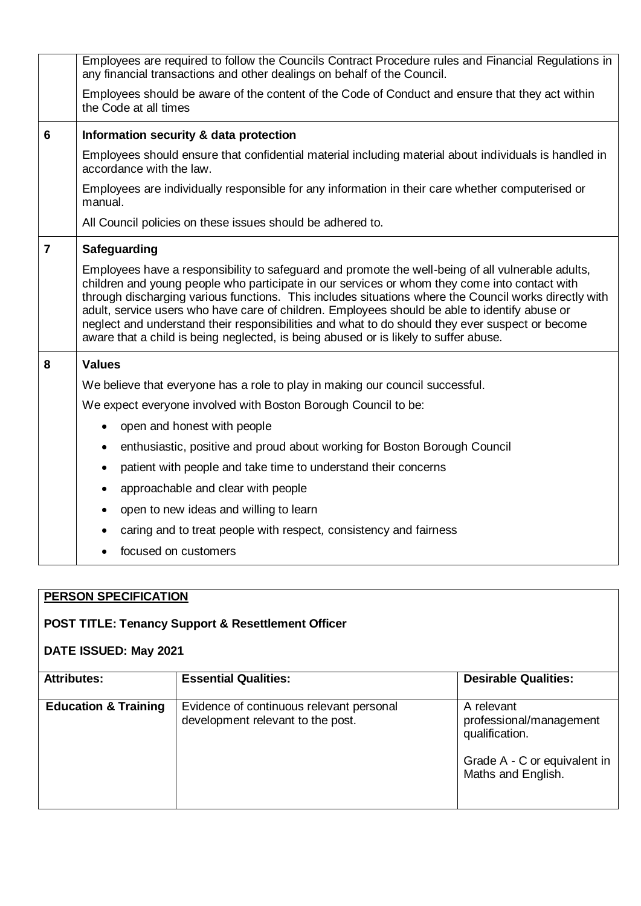| | |
|---|---|
| | Employees are required to follow the Councils Contract Procedure rules and Financial Regulations in any financial transactions and other dealings on behalf of the Council.<br><br>Employees should be aware of the content of the Code of Conduct and ensure that they act within the Code at all times |
| **6** | **Information security & data protection**<br><br>Employees should ensure that confidential material including material about individuals is handled in accordance with the law.<br><br>Employees are individually responsible for any information in their care whether computerised or manual.<br><br>All Council policies on these issues should be adhered to. |
| **7** | **Safeguarding**<br><br>Employees have a responsibility to safeguard and promote the well-being of all vulnerable adults, children and young people who participate in our services or whom they come into contact with through discharging various functions. This includes situations where the Council works directly with adult, service users who have care of children. Employees should be able to identify abuse or neglect and understand their responsibilities and what to do should they ever suspect or become aware that a child is being neglected, is being abused or is likely to suffer abuse. |
| **8** | **Values**<br><br>We believe that everyone has a role to play in making our council successful.<br><br>We expect everyone involved with Boston Borough Council to be:<br><br>• open and honest with people<br>• enthusiastic, positive and proud about working for Boston Borough Council<br>• patient with people and take time to understand their concerns<br>• approachable and clear with people<br>• open to new ideas and willing to learn<br>• caring and to treat people with respect, consistency and fairness<br>• focused on customers |

**PERSON SPECIFICATION**

**POST TITLE: Tenancy Support & Resettlement Officer**

**DATE ISSUED: May 2021**

| Attributes: | Essential Qualities: | Desirable Qualities: |
|---|---|---|
| **Education & Training** | Evidence of continuous relevant personal development relevant to the post. | A relevant professional/management qualification.<br><br>Grade A - C or equivalent in Maths and English. |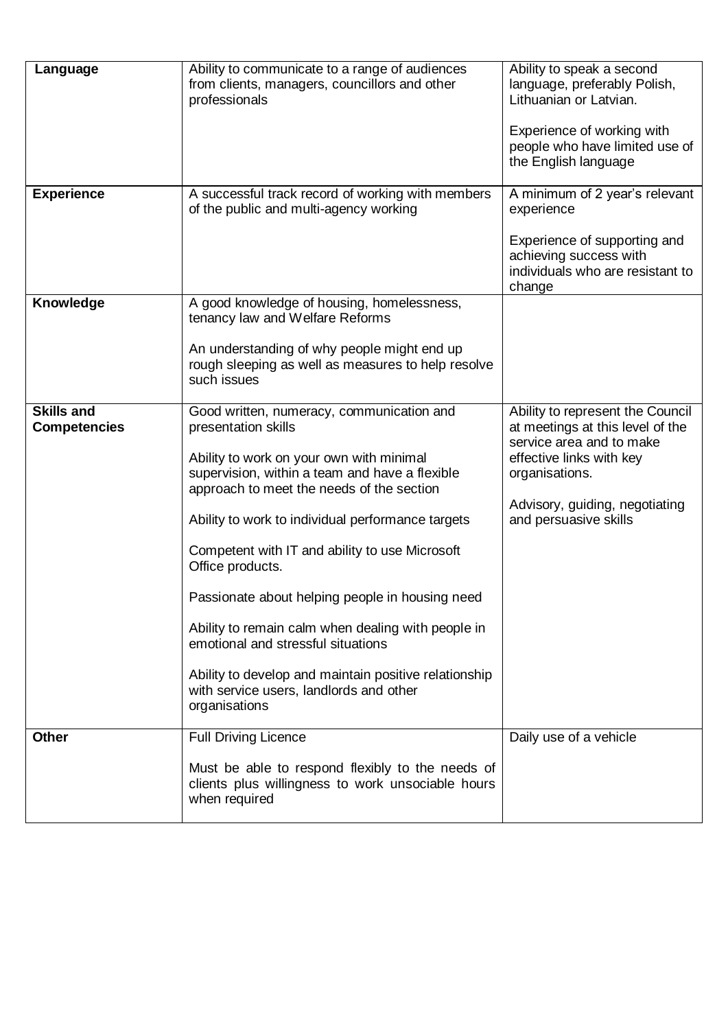| | | |
|---|---|---|
| **Language** | Ability to communicate to a range of audiences from clients, managers, councillors and other professionals | Ability to speak a second language, preferably Polish, Lithuanian or Latvian.<br><br>Experience of working with people who have limited use of the English language |
| **Experience** | A successful track record of working with members of the public and multi-agency working | A minimum of 2 year's relevant experience<br><br>Experience of supporting and achieving success with individuals who are resistant to change |
| **Knowledge** | A good knowledge of housing, homelessness, tenancy law and Welfare Reforms<br><br>An understanding of why people might end up rough sleeping as well as measures to help resolve such issues | |
| **Skills and Competencies** | Good written, numeracy, communication and presentation skills<br><br>Ability to work on your own with minimal supervision, within a team and have a flexible approach to meet the needs of the section<br><br>Ability to work to individual performance targets<br><br>Competent with IT and ability to use Microsoft Office products.<br><br>Passionate about helping people in housing need<br><br>Ability to remain calm when dealing with people in emotional and stressful situations<br><br>Ability to develop and maintain positive relationship with service users, landlords and other organisations | Ability to represent the Council at meetings at this level of the service area and to make effective links with key organisations.<br><br>Advisory, guiding, negotiating and persuasive skills |
| **Other** | Full Driving Licence<br><br>Must be able to respond flexibly to the needs of clients plus willingness to work unsociable hours when required | Daily use of a vehicle |